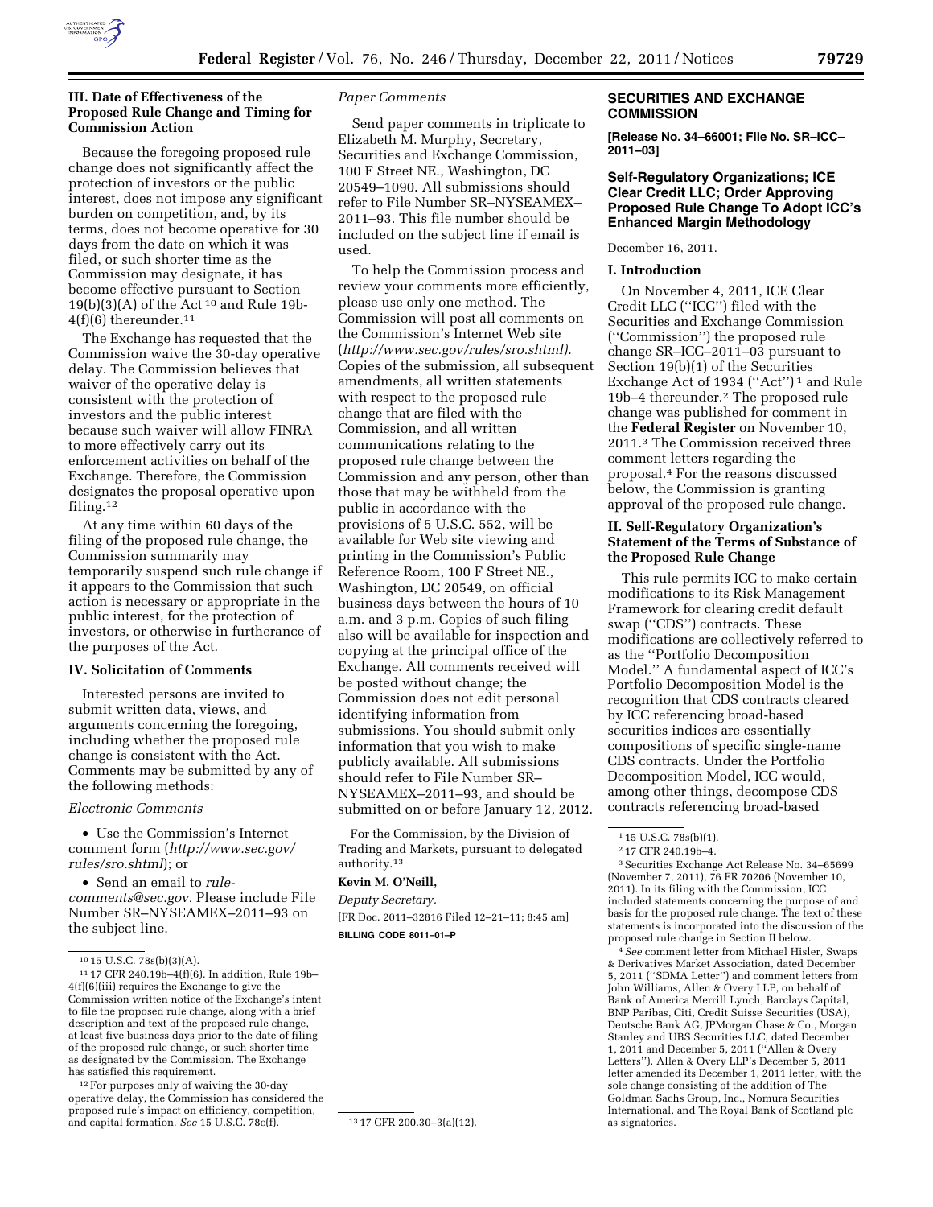### III. Date of Effectiveness of the Proposed Rule Change and Timing for Commission Action

Because the foregoing proposed rule change does not significantly affect the protection of investors or the public interest, does not impose any significant burden on competition, and, by its terms, does not become operative for 30 days from the date on which it was filed, or such shorter time as the Commission may designate, it has become effective pursuant to Section 19(b)(3)(A) of the Act [10] and Rule 19b-4(f)(6) thereunder.[11]

The Exchange has requested that the Commission waive the 30-day operative delay. The Commission believes that waiver of the operative delay is consistent with the protection of investors and the public interest because such waiver will allow FINRA to more effectively carry out its enforcement activities on behalf of the Exchange. Therefore, the Commission designates the proposal operative upon filing.[12]

At any time within 60 days of the filing of the proposed rule change, the Commission summarily may temporarily suspend such rule change if it appears to the Commission that such action is necessary or appropriate in the public interest, for the protection of investors, or otherwise in furtherance of the purposes of the Act.

### IV. Solicitation of Comments

Interested persons are invited to submit written data, views, and arguments concerning the foregoing, including whether the proposed rule change is consistent with the Act. Comments may be submitted by any of the following methods:

*Electronic Comments*

- Use the Commission's Internet comment form (*http://www.sec.gov/rules/sro.shtml*); or
- Send an email to *rule-comments@sec.gov*. Please include File Number SR–NYSEAMEX–2011–93 on the subject line.

*Paper Comments*

Send paper comments in triplicate to Elizabeth M. Murphy, Secretary, Securities and Exchange Commission, 100 F Street NE., Washington, DC 20549–1090. All submissions should refer to File Number SR–NYSEAMEX–2011–93. This file number should be included on the subject line if email is used.

To help the Commission process and review your comments more efficiently, please use only one method. The Commission will post all comments on the Commission's Internet Web site (*http://www.sec.gov/rules/sro.shtml).* Copies of the submission, all subsequent amendments, all written statements with respect to the proposed rule change that are filed with the Commission, and all written communications relating to the proposed rule change between the Commission and any person, other than those that may be withheld from the public in accordance with the provisions of 5 U.S.C. 552, will be available for Web site viewing and printing in the Commission's Public Reference Room, 100 F Street NE., Washington, DC 20549, on official business days between the hours of 10 a.m. and 3 p.m. Copies of such filing also will be available for inspection and copying at the principal office of the Exchange. All comments received will be posted without change; the Commission does not edit personal identifying information from submissions. You should submit only information that you wish to make publicly available. All submissions should refer to File Number SR–NYSEAMEX–2011–93, and should be submitted on or before January 12, 2012.

For the Commission, by the Division of Trading and Markets, pursuant to delegated authority.[13]

**Kevin M. O'Neill,**

*Deputy Secretary.*

[FR Doc. 2011–32816 Filed 12–21–11; 8:45 am]

**BILLING CODE 8011–01–P**

[10] 15 U.S.C. 78s(b)(3)(A).

[11] 17 CFR 240.19b–4(f)(6). In addition, Rule 19b–4(f)(6)(iii) requires the Exchange to give the Commission written notice of the Exchange's intent to file the proposed rule change, along with a brief description and text of the proposed rule change, at least five business days prior to the date of filing of the proposed rule change, or such shorter time as designated by the Commission. The Exchange has satisfied this requirement.

[12] For purposes only of waiving the 30-day operative delay, the Commission has considered the proposed rule's impact on efficiency, competition, and capital formation. *See* 15 U.S.C. 78c(f).

[13] 17 CFR 200.30–3(a)(12).

## SECURITIES AND EXCHANGE COMMISSION

**[Release No. 34–66001; File No. SR–ICC–2011–03]**

### Self-Regulatory Organizations; ICE Clear Credit LLC; Order Approving Proposed Rule Change To Adopt ICC's Enhanced Margin Methodology

December 16, 2011.

### I. Introduction

On November 4, 2011, ICE Clear Credit LLC ("ICC") filed with the Securities and Exchange Commission ("Commission") the proposed rule change SR–ICC–2011–03 pursuant to Section 19(b)(1) of the Securities Exchange Act of 1934 ("Act") [1] and Rule 19b–4 thereunder.[2] The proposed rule change was published for comment in the **Federal Register** on November 10, 2011.[3] The Commission received three comment letters regarding the proposal.[4] For the reasons discussed below, the Commission is granting approval of the proposed rule change.

### II. Self-Regulatory Organization's Statement of the Terms of Substance of the Proposed Rule Change

This rule permits ICC to make certain modifications to its Risk Management Framework for clearing credit default swap ("CDS") contracts. These modifications are collectively referred to as the "Portfolio Decomposition Model." A fundamental aspect of ICC's Portfolio Decomposition Model is the recognition that CDS contracts cleared by ICC referencing broad-based securities indices are essentially compositions of specific single-name CDS contracts. Under the Portfolio Decomposition Model, ICC would, among other things, decompose CDS contracts referencing broad-based

[1] 15 U.S.C. 78s(b)(1).

[2] 17 CFR 240.19b–4.

[3] Securities Exchange Act Release No. 34–65699 (November 7, 2011), 76 FR 70206 (November 10, 2011). In its filing with the Commission, ICC included statements concerning the purpose of and basis for the proposed rule change. The text of these statements is incorporated into the discussion of the proposed rule change in Section II below.

[4] *See* comment letter from Michael Hisler, Swaps & Derivatives Market Association, dated December 5, 2011 ("SDMA Letter") and comment letters from John Williams, Allen & Overy LLP, on behalf of Bank of America Merrill Lynch, Barclays Capital, BNP Paribas, Citi, Credit Suisse Securities (USA), Deutsche Bank AG, JPMorgan Chase & Co., Morgan Stanley and UBS Securities LLC, dated December 1, 2011 and December 5, 2011 ("Allen & Overy Letters"). Allen & Overy LLP's December 5, 2011 letter amended its December 1, 2011 letter, with the sole change consisting of the addition of The Goldman Sachs Group, Inc., Nomura Securities International, and The Royal Bank of Scotland plc as signatories.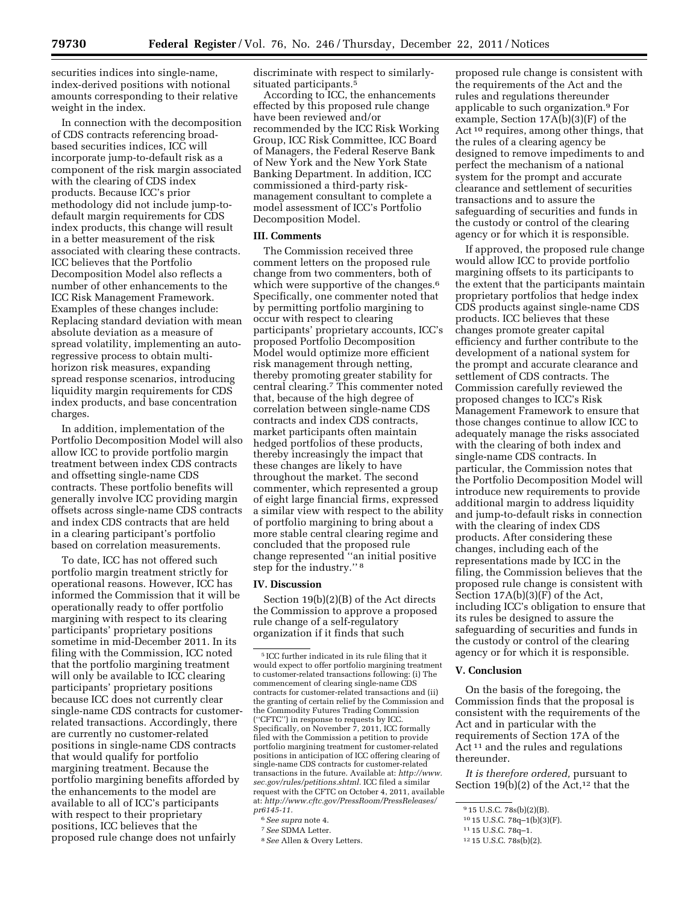securities indices into single-name, index-derived positions with notional amounts corresponding to their relative weight in the index.

In connection with the decomposition of CDS contracts referencing broad-based securities indices, ICC will incorporate jump-to-default risk as a component of the risk margin associated with the clearing of CDS index products. Because ICC's prior methodology did not include jump-to-default margin requirements for CDS index products, this change will result in a better measurement of the risk associated with clearing these contracts. ICC believes that the Portfolio Decomposition Model also reflects a number of other enhancements to the ICC Risk Management Framework. Examples of these changes include: Replacing standard deviation with mean absolute deviation as a measure of spread volatility, implementing an auto-regressive process to obtain multi-horizon risk measures, expanding spread response scenarios, introducing liquidity margin requirements for CDS index products, and base concentration charges.

In addition, implementation of the Portfolio Decomposition Model will also allow ICC to provide portfolio margin treatment between index CDS contracts and offsetting single-name CDS contracts. These portfolio benefits will generally involve ICC providing margin offsets across single-name CDS contracts and index CDS contracts that are held in a clearing participant's portfolio based on correlation measurements.

To date, ICC has not offered such portfolio margin treatment strictly for operational reasons. However, ICC has informed the Commission that it will be operationally ready to offer portfolio margining with respect to its clearing participants' proprietary positions sometime in mid-December 2011. In its filing with the Commission, ICC noted that the portfolio margining treatment will only be available to ICC clearing participants' proprietary positions because ICC does not currently clear single-name CDS contracts for customer-related transactions. Accordingly, there are currently no customer-related positions in single-name CDS contracts that would qualify for portfolio margining treatment. Because the portfolio margining benefits afforded by the enhancements to the model are available to all of ICC's participants with respect to their proprietary positions, ICC believes that the proposed rule change does not unfairly discriminate with respect to similarly-situated participants.[5]

According to ICC, the enhancements effected by this proposed rule change have been reviewed and/or recommended by the ICC Risk Working Group, ICC Risk Committee, ICC Board of Managers, the Federal Reserve Bank of New York and the New York State Banking Department. In addition, ICC commissioned a third-party risk-management consultant to complete a model assessment of ICC's Portfolio Decomposition Model.

## III. Comments

The Commission received three comment letters on the proposed rule change from two commenters, both of which were supportive of the changes.[6] Specifically, one commenter noted that by permitting portfolio margining to occur with respect to clearing participants' proprietary accounts, ICC's proposed Portfolio Decomposition Model would optimize more efficient risk management through netting, thereby promoting greater stability for central clearing.[7] This commenter noted that, because of the high degree of correlation between single-name CDS contracts and index CDS contracts, market participants often maintain hedged portfolios of these products, thereby increasingly the impact that these changes are likely to have throughout the market. The second commenter, which represented a group of eight large financial firms, expressed a similar view with respect to the ability of portfolio margining to bring about a more stable central clearing regime and concluded that the proposed rule change represented ''an initial positive step for the industry.'' [8]

## IV. Discussion

Section 19(b)(2)(B) of the Act directs the Commission to approve a proposed rule change of a self-regulatory organization if it finds that such proposed rule change is consistent with the requirements of the Act and the rules and regulations thereunder applicable to such organization.[9] For example, Section 17A(b)(3)(F) of the Act [10] requires, among other things, that the rules of a clearing agency be designed to remove impediments to and perfect the mechanism of a national system for the prompt and accurate clearance and settlement of securities transactions and to assure the safeguarding of securities and funds in the custody or control of the clearing agency or for which it is responsible.

If approved, the proposed rule change would allow ICC to provide portfolio margining offsets to its participants to the extent that the participants maintain proprietary portfolios that hedge index CDS products against single-name CDS products. ICC believes that these changes promote greater capital efficiency and further contribute to the development of a national system for the prompt and accurate clearance and settlement of CDS contracts. The Commission carefully reviewed the proposed changes to ICC's Risk Management Framework to ensure that those changes continue to allow ICC to adequately manage the risks associated with the clearing of both index and single-name CDS contracts. In particular, the Commission notes that the Portfolio Decomposition Model will introduce new requirements to provide additional margin to address liquidity and jump-to-default risks in connection with the clearing of index CDS products. After considering these changes, including each of the representations made by ICC in the filing, the Commission believes that the proposed rule change is consistent with Section 17A(b)(3)(F) of the Act, including ICC's obligation to ensure that its rules be designed to assure the safeguarding of securities and funds in the custody or control of the clearing agency or for which it is responsible.

## V. Conclusion

On the basis of the foregoing, the Commission finds that the proposal is consistent with the requirements of the Act and in particular with the requirements of Section 17A of the Act [11] and the rules and regulations thereunder.

*It is therefore ordered,* pursuant to Section 19(b)(2) of the Act,[12] that the

---

[5] ICC further indicated in its rule filing that it would expect to offer portfolio margining treatment to customer-related transactions following: (i) The commencement of clearing single-name CDS contracts for customer-related transactions and (ii) the granting of certain relief by the Commission and the Commodity Futures Trading Commission (''CFTC'') in response to requests by ICC. Specifically, on November 7, 2011, ICC formally filed with the Commission a petition to provide portfolio margining treatment for customer-related positions in anticipation of ICC offering clearing of single-name CDS contracts for customer-related transactions in the future. Available at: *http://www.sec.gov/rules/petitions.shtml.* ICC filed a similar request with the CFTC on October 4, 2011, available at: *http://www.cftc.gov/PressRoom/PressReleases/pr6145-11.*

[6] *See supra* note 4.

[7] *See* SDMA Letter.

[8] *See* Allen & Overy Letters.

[9] 15 U.S.C. 78s(b)(2)(B).

[10] 15 U.S.C. 78q–1(b)(3)(F).

[11] 15 U.S.C. 78q–1.

[12] 15 U.S.C. 78s(b)(2).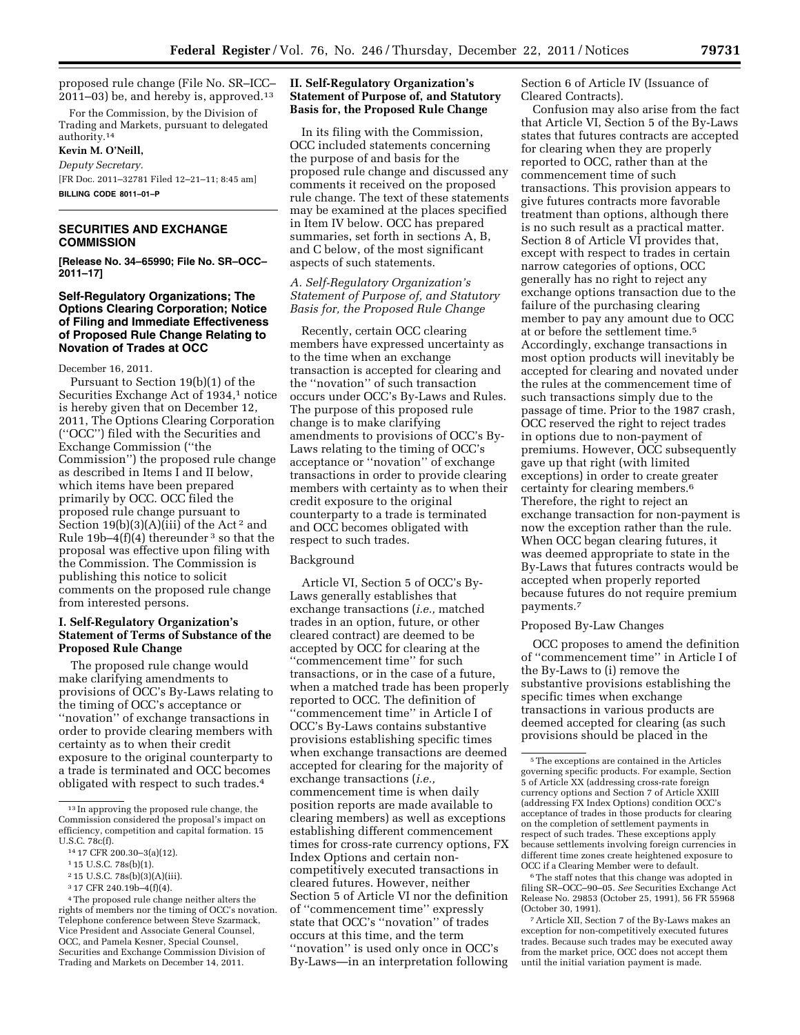proposed rule change (File No. SR–ICC–2011–03) be, and hereby is, approved.[13]

For the Commission, by the Division of Trading and Markets, pursuant to delegated authority.[14]

**Kevin M. O'Neill,**

*Deputy Secretary.*

[FR Doc. 2011–32781 Filed 12–21–11; 8:45 am]

**BILLING CODE 8011–01–P**

## SECURITIES AND EXCHANGE COMMISSION

**[Release No. 34–65990; File No. SR–OCC–2011–17]**

### Self-Regulatory Organizations; The Options Clearing Corporation; Notice of Filing and Immediate Effectiveness of Proposed Rule Change Relating to Novation of Trades at OCC

December 16, 2011.

Pursuant to Section 19(b)(1) of the Securities Exchange Act of 1934,[1] notice is hereby given that on December 12, 2011, The Options Clearing Corporation ("OCC") filed with the Securities and Exchange Commission ("the Commission") the proposed rule change as described in Items I and II below, which items have been prepared primarily by OCC. OCC filed the proposed rule change pursuant to Section 19(b)(3)(A)(iii) of the Act [2] and Rule 19b–4(f)(4) thereunder [3] so that the proposal was effective upon filing with the Commission. The Commission is publishing this notice to solicit comments on the proposed rule change from interested persons.

### I. Self-Regulatory Organization's Statement of Terms of Substance of the Proposed Rule Change

The proposed rule change would make clarifying amendments to provisions of OCC's By-Laws relating to the timing of OCC's acceptance or "novation" of exchange transactions in order to provide clearing members with certainty as to when their credit exposure to the original counterparty to a trade is terminated and OCC becomes obligated with respect to such trades.[4]

### II. Self-Regulatory Organization's Statement of Purpose of, and Statutory Basis for, the Proposed Rule Change

In its filing with the Commission, OCC included statements concerning the purpose of and basis for the proposed rule change and discussed any comments it received on the proposed rule change. The text of these statements may be examined at the places specified in Item IV below. OCC has prepared summaries, set forth in sections A, B, and C below, of the most significant aspects of such statements.

#### *A. Self-Regulatory Organization's Statement of Purpose of, and Statutory Basis for, the Proposed Rule Change*

Recently, certain OCC clearing members have expressed uncertainty as to the time when an exchange transaction is accepted for clearing and the "novation" of such transaction occurs under OCC's By-Laws and Rules. The purpose of this proposed rule change is to make clarifying amendments to provisions of OCC's By-Laws relating to the timing of OCC's acceptance or "novation" of exchange transactions in order to provide clearing members with certainty as to when their credit exposure to the original counterparty to a trade is terminated and OCC becomes obligated with respect to such trades.

Background

Article VI, Section 5 of OCC's By-Laws generally establishes that exchange transactions (*i.e.,* matched trades in an option, future, or other cleared contract) are deemed to be accepted by OCC for clearing at the "commencement time" for such transactions, or in the case of a future, when a matched trade has been properly reported to OCC. The definition of "commencement time" in Article I of OCC's By-Laws contains substantive provisions establishing specific times when exchange transactions are deemed accepted for clearing for the majority of exchange transactions (*i.e.,* commencement time is when daily position reports are made available to clearing members) as well as exceptions establishing different commencement times for cross-rate currency options, FX Index Options and certain non-competitively executed transactions in cleared futures. However, neither Section 5 of Article VI nor the definition of "commencement time" expressly state that OCC's "novation" of trades occurs at this time, and the term "novation" is used only once in OCC's By-Laws—in an interpretation following Section 6 of Article IV (Issuance of Cleared Contracts).

Confusion may also arise from the fact that Article VI, Section 5 of the By-Laws states that futures contracts are accepted for clearing when they are properly reported to OCC, rather than at the commencement time of such transactions. This provision appears to give futures contracts more favorable treatment than options, although there is no such result as a practical matter. Section 8 of Article VI provides that, except with respect to trades in certain narrow categories of options, OCC generally has no right to reject any exchange options transaction due to the failure of the purchasing clearing member to pay any amount due to OCC at or before the settlement time.[5] Accordingly, exchange transactions in most option products will inevitably be accepted for clearing and novated under the rules at the commencement time of such transactions simply due to the passage of time. Prior to the 1987 crash, OCC reserved the right to reject trades in options due to non-payment of premiums. However, OCC subsequently gave up that right (with limited exceptions) in order to create greater certainty for clearing members.[6] Therefore, the right to reject an exchange transaction for non-payment is now the exception rather than the rule. When OCC began clearing futures, it was deemed appropriate to state in the By-Laws that futures contracts would be accepted when properly reported because futures do not require premium payments.[7]

Proposed By-Law Changes

OCC proposes to amend the definition of "commencement time" in Article I of the By-Laws to (i) remove the substantive provisions establishing the specific times when exchange transactions in various products are deemed accepted for clearing (as such provisions should be placed in the

---

[13] In approving the proposed rule change, the Commission considered the proposal's impact on efficiency, competition and capital formation. 15 U.S.C. 78c(f).

[14] 17 CFR 200.30–3(a)(12).

[1] 15 U.S.C. 78s(b)(1).

[2] 15 U.S.C. 78s(b)(3)(A)(iii).

[3] 17 CFR 240.19b–4(f)(4).

[4] The proposed rule change neither alters the rights of members nor the timing of OCC's novation. Telephone conference between Steve Szarmack, Vice President and Associate General Counsel, OCC, and Pamela Kesner, Special Counsel, Securities and Exchange Commission Division of Trading and Markets on December 14, 2011.

[5] The exceptions are contained in the Articles governing specific products. For example, Section 5 of Article XX (addressing cross-rate foreign currency options and Section 7 of Article XXIII (addressing FX Index Options) condition OCC's acceptance of trades in those products for clearing on the completion of settlement payments in respect of such trades. These exceptions apply because settlements involving foreign currencies in different time zones create heightened exposure to OCC if a Clearing Member were to default.

[6] The staff notes that this change was adopted in filing SR–OCC–90–05. *See* Securities Exchange Act Release No. 29853 (October 25, 1991), 56 FR 55968 (October 30, 1991).

[7] Article XII, Section 7 of the By-Laws makes an exception for non-competitively executed futures trades. Because such trades may be executed away from the market price, OCC does not accept them until the initial variation payment is made.